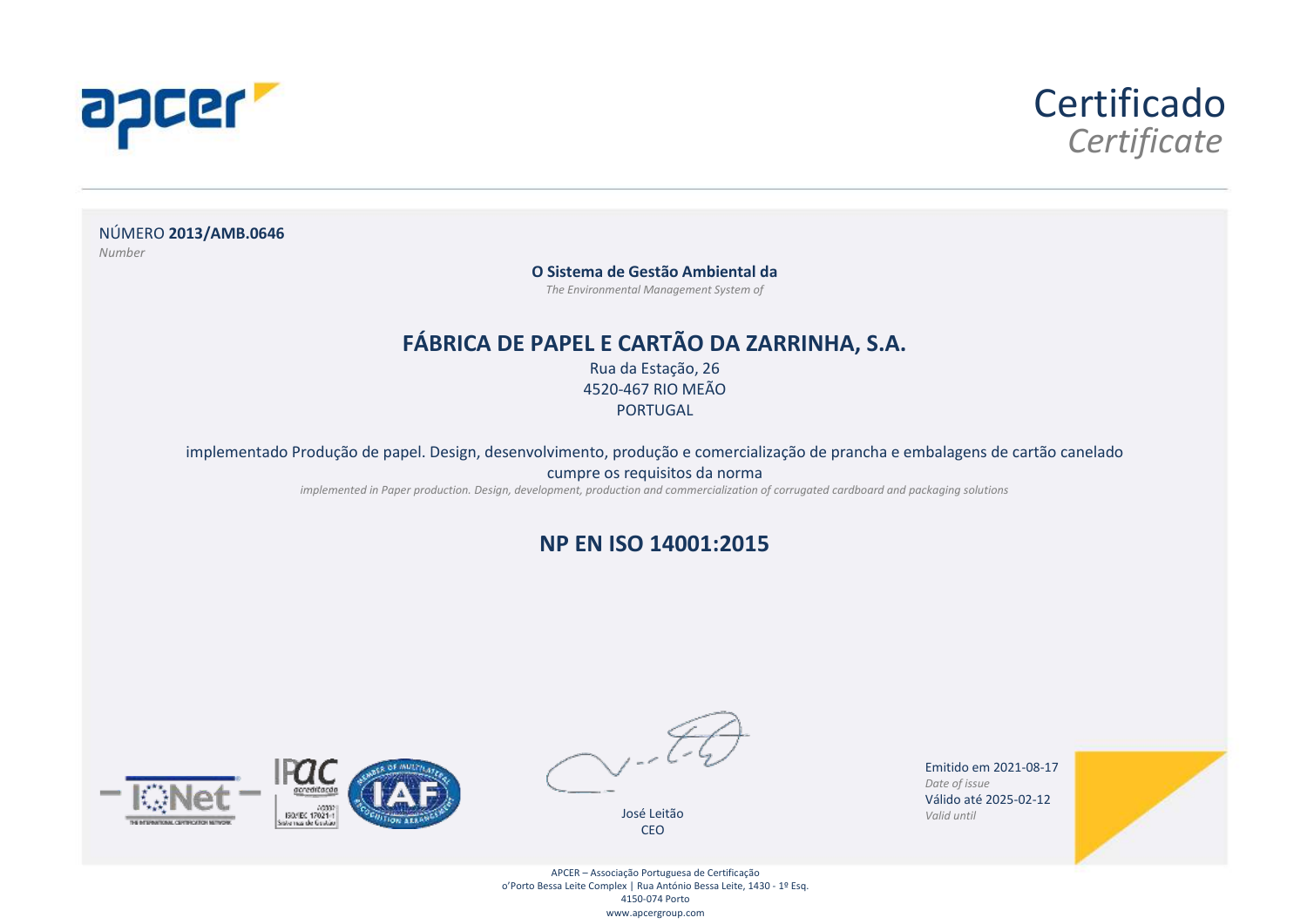# Certificado

*Certificate*

NÚMERO **2013/AMB.0646**
*Number*

**O Sistema de Gestão Ambiental da**
*The Environmental Management System of*

## FÁBRICA DE PAPEL E CARTÃO DA ZARRINHA, S.A.

Rua da Estação, 26
4520-467 RIO MEÃO
PORTUGAL

implementado Produção de papel. Design, desenvolvimento, produção e comercialização de prancha e embalagens de cartão canelado cumpre os requisitos da norma
*implemented in Paper production. Design, development, production and commercialization of corrugated cardboard and packaging solutions*

## NP EN ISO 14001:2015

José Leitão
CEO

Emitido em 2021-08-17
*Date of issue*
Válido até 2025-02-12
*Valid until*

APCER – Associação Portuguesa de Certificação
o'Porto Bessa Leite Complex | Rua António Bessa Leite, 1430 - 1º Esq.
4150-074 Porto
www.apcergroup.com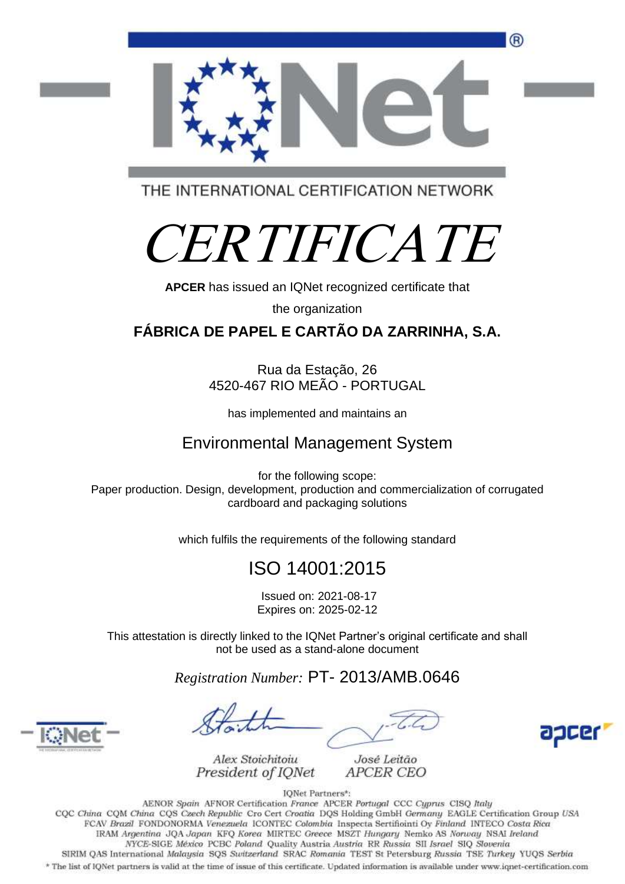THE INTERNATIONAL CERTIFICATION NETWORK

# *CERTIFICATE*

**APCER** has issued an IQNet recognized certificate that

the organization

## FÁBRICA DE PAPEL E CARTÃO DA ZARRINHA, S.A.

Rua da Estação, 26
4520-467 RIO MEÃO - PORTUGAL

has implemented and maintains an

## Environmental Management System

for the following scope:
Paper production. Design, development, production and commercialization of corrugated cardboard and packaging solutions

which fulfils the requirements of the following standard

## ISO 14001:2015

Issued on: 2021-08-17
Expires on: 2025-02-12

This attestation is directly linked to the IQNet Partner's original certificate and shall not be used as a stand-alone document

*Registration Number:* PT- 2013/AMB.0646

*Alex Stoichitoiu*
*President of IQNet*

*José Leitão*
*APCER CEO*

IQNet Partners*:
AENOR *Spain* AFNOR Certification *France* APCER *Portugal* CCC *Cyprus* CISQ *Italy*
CQC *China* CQM *China* CQS *Czech Republic* Cro Cert *Croatia* DQS Holding GmbH *Germany* EAGLE Certification Group *USA*
FCAV *Brazil* FONDONORMA *Venezuela* ICONTEC *Colombia* Inspecta Sertifiointi Oy *Finland* INTECO *Costa Rica*
IRAM *Argentina* JQA *Japan* KFQ *Korea* MIRTEC *Greece* MSZT *Hungary* Nemko AS *Norway* NSAI *Ireland*
NYCE-SIGE *México* PCBC *Poland* Quality Austria *Austria* RR *Russia* SII *Israel* SIQ *Slovenia*
SIRIM QAS International *Malaysia* SQS *Switzerland* SRAC *Romania* TEST St Petersburg *Russia* TSE *Turkey* YUQS *Serbia*

* The list of IQNet partners is valid at the time of issue of this certificate. Updated information is available under www.iqnet-certification.com